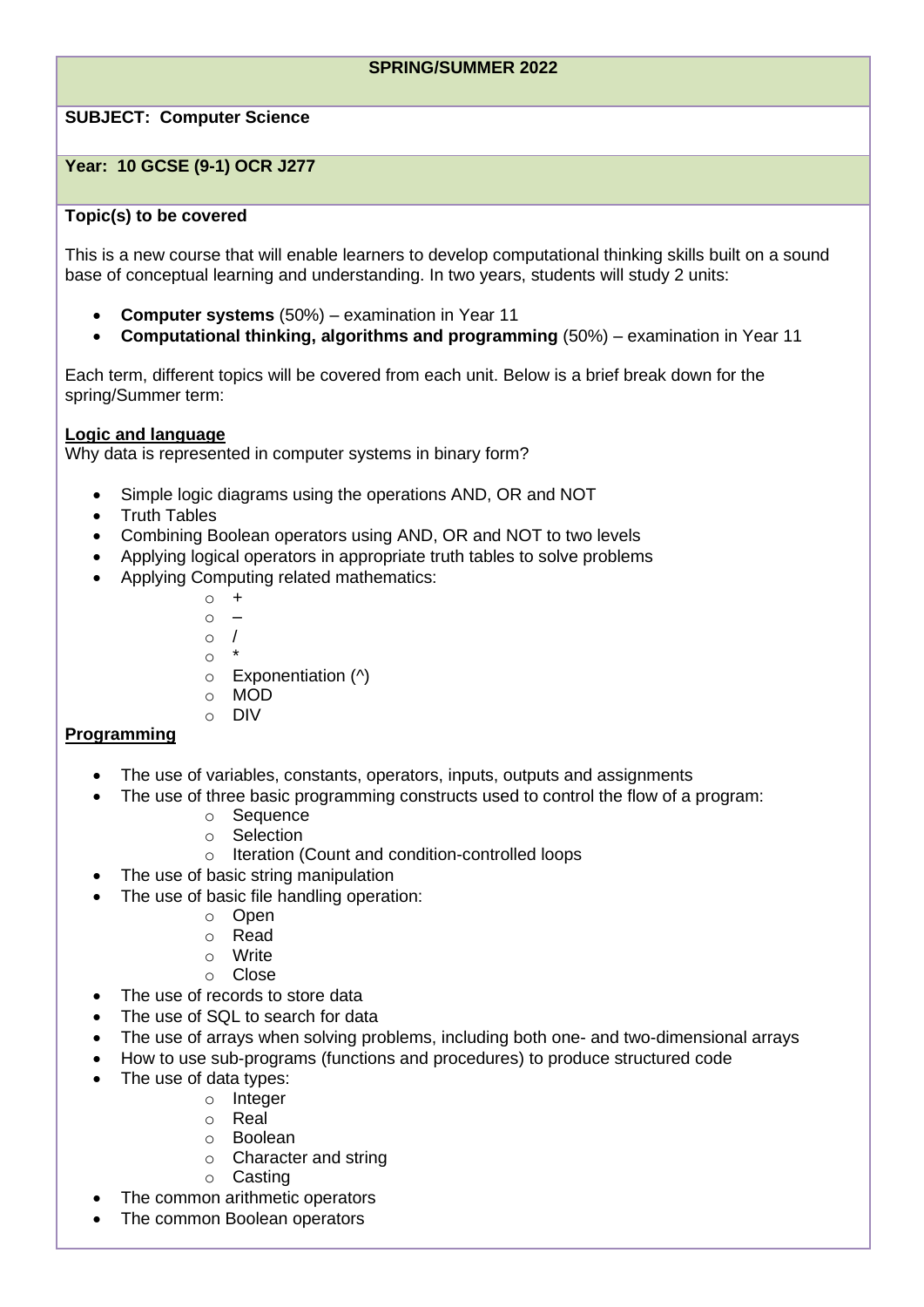**SPRING/SUMMER 2022**

**SUBJECT: Computer Science**

**Year: 10 GCSE (9-1) OCR J277**

**Topic(s) to be covered**

This is a new course that will enable learners to develop computational thinking skills built on a sound base of conceptual learning and understanding. In two years, students will study 2 units:

- **Computer systems** (50%) – examination in Year 11
- **Computational thinking, algorithms and programming** (50%) – examination in Year 11

Each term, different topics will be covered from each unit. Below is a brief break down for the spring/Summer term:

**Logic and language**

Why data is represented in computer systems in binary form?

- Simple logic diagrams using the operations AND, OR and NOT
- Truth Tables
- Combining Boolean operators using AND, OR and NOT to two levels
- Applying logical operators in appropriate truth tables to solve problems
- Applying Computing related mathematics:
  - +
  - –
  - /
  - *
  - Exponentiation (^)
  - MOD
  - DIV

**Programming**

- The use of variables, constants, operators, inputs, outputs and assignments
- The use of three basic programming constructs used to control the flow of a program:
  - Sequence
  - Selection
  - Iteration (Count and condition-controlled loops
- The use of basic string manipulation
- The use of basic file handling operation:
  - Open
  - Read
  - Write
  - Close
- The use of records to store data
- The use of SQL to search for data
- The use of arrays when solving problems, including both one- and two-dimensional arrays
- How to use sub-programs (functions and procedures) to produce structured code
- The use of data types:
  - Integer
  - Real
  - Boolean
  - Character and string
  - Casting
- The common arithmetic operators
- The common Boolean operators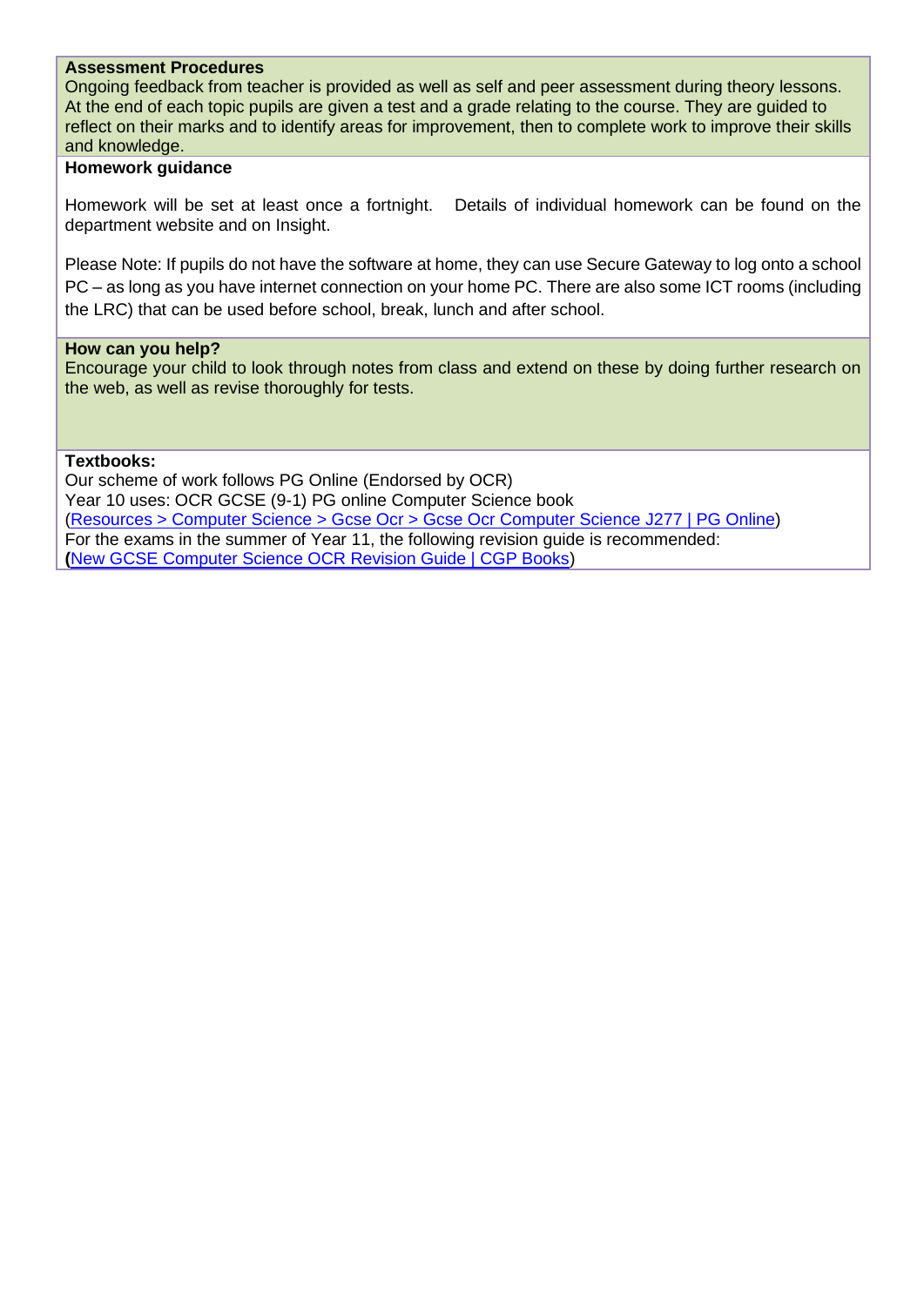**Assessment Procedures**

Ongoing feedback from teacher is provided as well as self and peer assessment during theory lessons. At the end of each topic pupils are given a test and a grade relating to the course. They are guided to reflect on their marks and to identify areas for improvement, then to complete work to improve their skills and knowledge.

**Homework guidance**

Homework will be set at least once a fortnight. Details of individual homework can be found on the department website and on Insight.

Please Note: If pupils do not have the software at home, they can use Secure Gateway to log onto a school PC – as long as you have internet connection on your home PC. There are also some ICT rooms (including the LRC) that can be used before school, break, lunch and after school.

**How can you help?**

Encourage your child to look through notes from class and extend on these by doing further research on the web, as well as revise thoroughly for tests.

**Textbooks:**

Our scheme of work follows PG Online (Endorsed by OCR)
Year 10 uses: OCR GCSE (9-1) PG online Computer Science book
(Resources > Computer Science > Gcse Ocr > Gcse Ocr Computer Science J277 | PG Online)
For the exams in the summer of Year 11, the following revision guide is recommended:
**(**New GCSE Computer Science OCR Revision Guide | CGP Books)